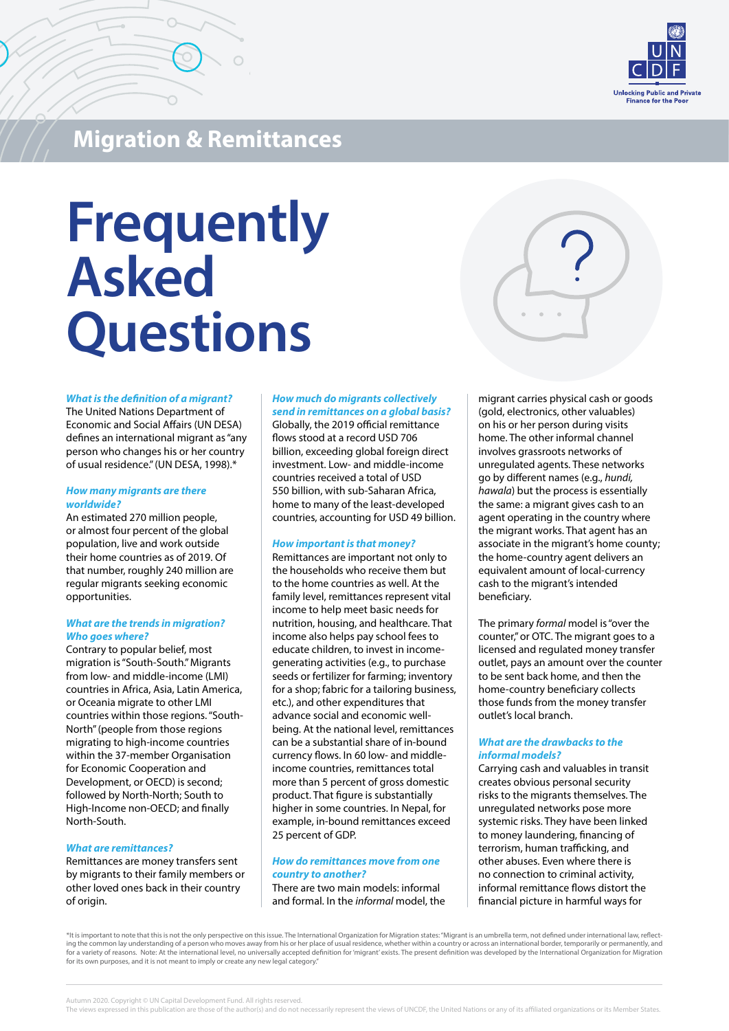## Migration & Remittances

# Frequently Asked Questions

***What is the definition of a migrant?***
The United Nations Department of Economic and Social Affairs (UN DESA) defines an international migrant as "any person who changes his or her country of usual residence." (UN DESA, 1998).*

***How many migrants are there worldwide?***
An estimated 270 million people, or almost four percent of the global population, live and work outside their home countries as of 2019. Of that number, roughly 240 million are regular migrants seeking economic opportunities.

***What are the trends in migration? Who goes where?***
Contrary to popular belief, most migration is "South-South." Migrants from low- and middle-income (LMI) countries in Africa, Asia, Latin America, or Oceania migrate to other LMI countries within those regions. "South-North" (people from those regions migrating to high-income countries within the 37-member Organisation for Economic Cooperation and Development, or OECD) is second; followed by North-North; South to High-Income non-OECD; and finally North-South.

***What are remittances?***
Remittances are money transfers sent by migrants to their family members or other loved ones back in their country of origin.

***How much do migrants collectively send in remittances on a global basis?***
Globally, the 2019 official remittance flows stood at a record USD 706 billion, exceeding global foreign direct investment. Low- and middle-income countries received a total of USD 550 billion, with sub-Saharan Africa, home to many of the least-developed countries, accounting for USD 49 billion.

***How important is that money?***
Remittances are important not only to the households who receive them but to the home countries as well. At the family level, remittances represent vital income to help meet basic needs for nutrition, housing, and healthcare. That income also helps pay school fees to educate children, to invest in income-generating activities (e.g., to purchase seeds or fertilizer for farming; inventory for a shop; fabric for a tailoring business, etc.), and other expenditures that advance social and economic well-being. At the national level, remittances can be a substantial share of in-bound currency flows. In 60 low- and middle-income countries, remittances total more than 5 percent of gross domestic product. That figure is substantially higher in some countries. In Nepal, for example, in-bound remittances exceed 25 percent of GDP.

***How do remittances move from one country to another?***
There are two main models: informal and formal. In the *informal* model, the migrant carries physical cash or goods (gold, electronics, other valuables) on his or her person during visits home. The other informal channel involves grassroots networks of unregulated agents. These networks go by different names (e.g., *hundi, hawala*) but the process is essentially the same: a migrant gives cash to an agent operating in the country where the migrant works. That agent has an associate in the migrant's home county; the home-country agent delivers an equivalent amount of local-currency cash to the migrant's intended beneficiary.

The primary *formal* model is "over the counter," or OTC. The migrant goes to a licensed and regulated money transfer outlet, pays an amount over the counter to be sent back home, and then the home-country beneficiary collects those funds from the money transfer outlet's local branch.

***What are the drawbacks to the informal models?***
Carrying cash and valuables in transit creates obvious personal security risks to the migrants themselves. The unregulated networks pose more systemic risks. They have been linked to money laundering, financing of terrorism, human trafficking, and other abuses. Even where there is no connection to criminal activity, informal remittance flows distort the financial picture in harmful ways for

*It is important to note that this is not the only perspective on this issue. The International Organization for Migration states: "Migrant is an umbrella term, not defined under international law, reflecting the common lay understanding of a person who moves away from his or her place of usual residence, whether within a country or across an international border, temporarily or permanently, and for a variety of reasons. Note: At the international level, no universally accepted definition for 'migrant' exists. The present definition was developed by the International Organization for Migration for its own purposes, and it is not meant to imply or create any new legal category."

Autumn 2020. Copyright © UN Capital Development Fund. All rights reserved.
The views expressed in this publication are those of the author(s) and do not necessarily represent the views of UNCDF, the United Nations or any of its affiliated organizations or its Member States.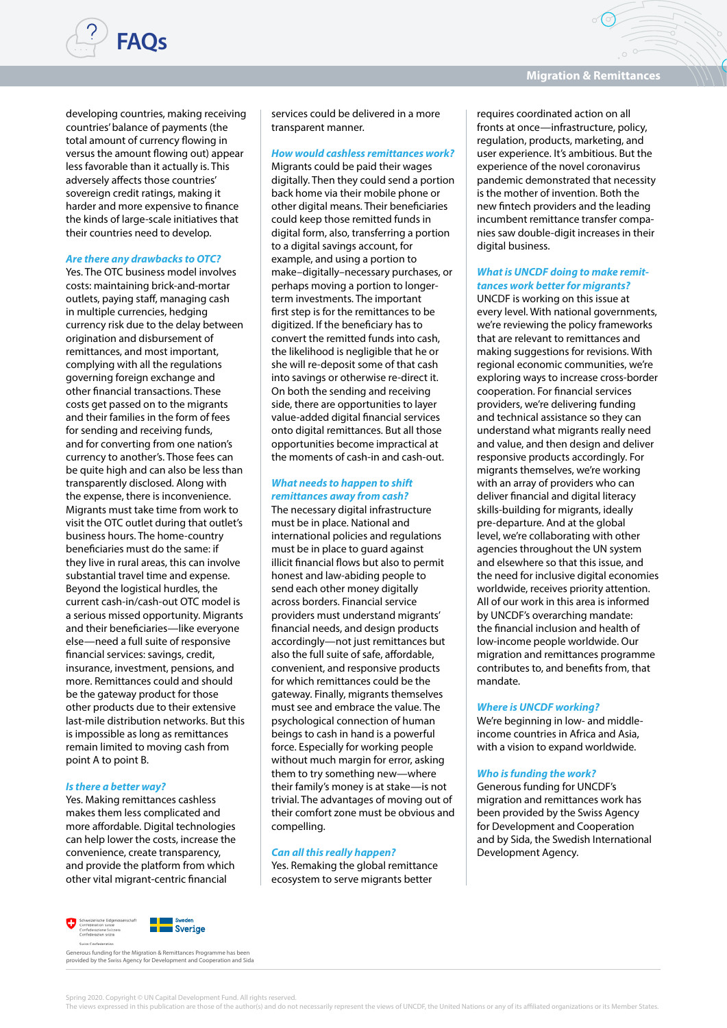developing countries, making receiving countries' balance of payments (the total amount of currency flowing in versus the amount flowing out) appear less favorable than it actually is. This adversely affects those countries' sovereign credit ratings, making it harder and more expensive to finance the kinds of large-scale initiatives that their countries need to develop.

### *Are there any drawbacks to OTC?*

Yes. The OTC business model involves costs: maintaining brick-and-mortar outlets, paying staff, managing cash in multiple currencies, hedging currency risk due to the delay between origination and disbursement of remittances, and most important, complying with all the regulations governing foreign exchange and other financial transactions. These costs get passed on to the migrants and their families in the form of fees for sending and receiving funds, and for converting from one nation's currency to another's. Those fees can be quite high and can also be less than transparently disclosed. Along with the expense, there is inconvenience. Migrants must take time from work to visit the OTC outlet during that outlet's business hours. The home-country beneficiaries must do the same: if they live in rural areas, this can involve substantial travel time and expense. Beyond the logistical hurdles, the current cash-in/cash-out OTC model is a serious missed opportunity. Migrants and their beneficiaries—like everyone else—need a full suite of responsive financial services: savings, credit, insurance, investment, pensions, and more. Remittances could and should be the gateway product for those other products due to their extensive last-mile distribution networks. But this is impossible as long as remittances remain limited to moving cash from point A to point B.

### *Is there a better way?*

Yes. Making remittances cashless makes them less complicated and more affordable. Digital technologies can help lower the costs, increase the convenience, create transparency, and provide the platform from which other vital migrant-centric financial services could be delivered in a more transparent manner.

### *How would cashless remittances work?*

Migrants could be paid their wages digitally. Then they could send a portion back home via their mobile phone or other digital means. Their beneficiaries could keep those remitted funds in digital form, also, transferring a portion to a digital savings account, for example, and using a portion to make–digitally–necessary purchases, or perhaps moving a portion to longer-term investments. The important first step is for the remittances to be digitized. If the beneficiary has to convert the remitted funds into cash, the likelihood is negligible that he or she will re-deposit some of that cash into savings or otherwise re-direct it. On both the sending and receiving side, there are opportunities to layer value-added digital financial services onto digital remittances. But all those opportunities become impractical at the moments of cash-in and cash-out.

### *What needs to happen to shift remittances away from cash?*

The necessary digital infrastructure must be in place. National and international policies and regulations must be in place to guard against illicit financial flows but also to permit honest and law-abiding people to send each other money digitally across borders. Financial service providers must understand migrants' financial needs, and design products accordingly—not just remittances but also the full suite of safe, affordable, convenient, and responsive products for which remittances could be the gateway. Finally, migrants themselves must see and embrace the value. The psychological connection of human beings to cash in hand is a powerful force. Especially for working people without much margin for error, asking them to try something new—where their family's money is at stake—is not trivial. The advantages of moving out of their comfort zone must be obvious and compelling.

### *Can all this really happen?*

Yes. Remaking the global remittance ecosystem to serve migrants better requires coordinated action on all fronts at once—infrastructure, policy, regulation, products, marketing, and user experience. It's ambitious. But the experience of the novel coronavirus pandemic demonstrated that necessity is the mother of invention. Both the new fintech providers and the leading incumbent remittance transfer companies saw double-digit increases in their digital business.

### *What is UNCDF doing to make remittances work better for migrants?*

UNCDF is working on this issue at every level. With national governments, we're reviewing the policy frameworks that are relevant to remittances and making suggestions for revisions. With regional economic communities, we're exploring ways to increase cross-border cooperation. For financial services providers, we're delivering funding and technical assistance so they can understand what migrants really need and value, and then design and deliver responsive products accordingly. For migrants themselves, we're working with an array of providers who can deliver financial and digital literacy skills-building for migrants, ideally pre-departure. And at the global level, we're collaborating with other agencies throughout the UN system and elsewhere so that this issue, and the need for inclusive digital economies worldwide, receives priority attention. All of our work in this area is informed by UNCDF's overarching mandate: the financial inclusion and health of low-income people worldwide. Our migration and remittances programme contributes to, and benefits from, that mandate.

### *Where is UNCDF working?*

We're beginning in low- and middle-income countries in Africa and Asia, with a vision to expand worldwide.

### *Who is funding the work?*

Generous funding for UNCDF's migration and remittances work has been provided by the Swiss Agency for Development and Cooperation and by Sida, the Swedish International Development Agency.

Generous funding for the Migration & Remittances Programme has been provided by the Swiss Agency for Development and Cooperation and Sida

Spring 2020. Copyright © UN Capital Development Fund. All rights reserved.
The views expressed in this publication are those of the author(s) and do not necessarily represent the views of UNCDF, the United Nations or any of its affiliated organizations or its Member States.